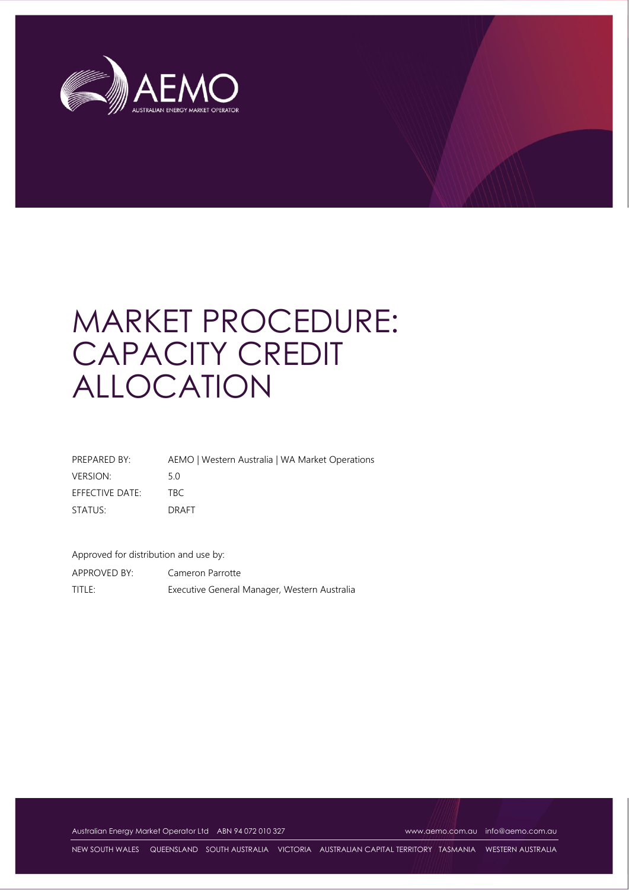# MARKET PROCEDURE: CAPACITY CREDIT ALLOCATION

| | |
|---|---|
| PREPARED BY: | AEMO \| Western Australia \| WA Market Operations |
| VERSION: | 5.0 |
| EFFECTIVE DATE: | TBC |
| STATUS: | DRAFT |

Approved for distribution and use by:

| | |
|---|---|
| APPROVED BY: | Cameron Parrotte |
| TITLE: | Executive General Manager, Western Australia |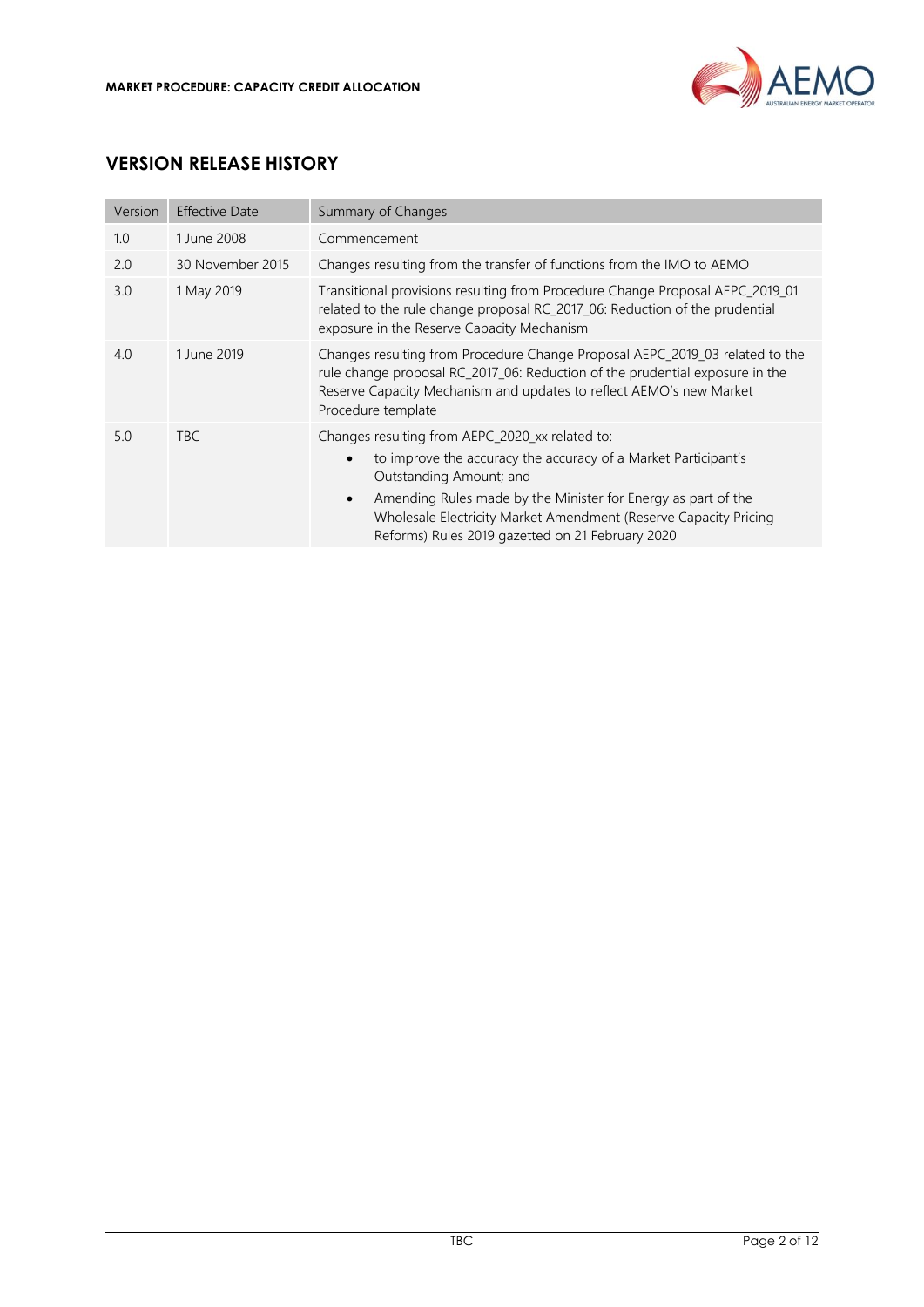## VERSION RELEASE HISTORY

| Version | Effective Date | Summary of Changes |
|---|---|---|
| 1.0 | 1 June 2008 | Commencement |
| 2.0 | 30 November 2015 | Changes resulting from the transfer of functions from the IMO to AEMO |
| 3.0 | 1 May 2019 | Transitional provisions resulting from Procedure Change Proposal AEPC_2019_01 related to the rule change proposal RC_2017_06: Reduction of the prudential exposure in the Reserve Capacity Mechanism |
| 4.0 | 1 June 2019 | Changes resulting from Procedure Change Proposal AEPC_2019_03 related to the rule change proposal RC_2017_06: Reduction of the prudential exposure in the Reserve Capacity Mechanism and updates to reflect AEMO's new Market Procedure template |
| 5.0 | TBC | Changes resulting from AEPC_2020_xx related to:<br>• to improve the accuracy the accuracy of a Market Participant's Outstanding Amount; and<br>• Amending Rules made by the Minister for Energy as part of the Wholesale Electricity Market Amendment (Reserve Capacity Pricing Reforms) Rules 2019 gazetted on 21 February 2020 |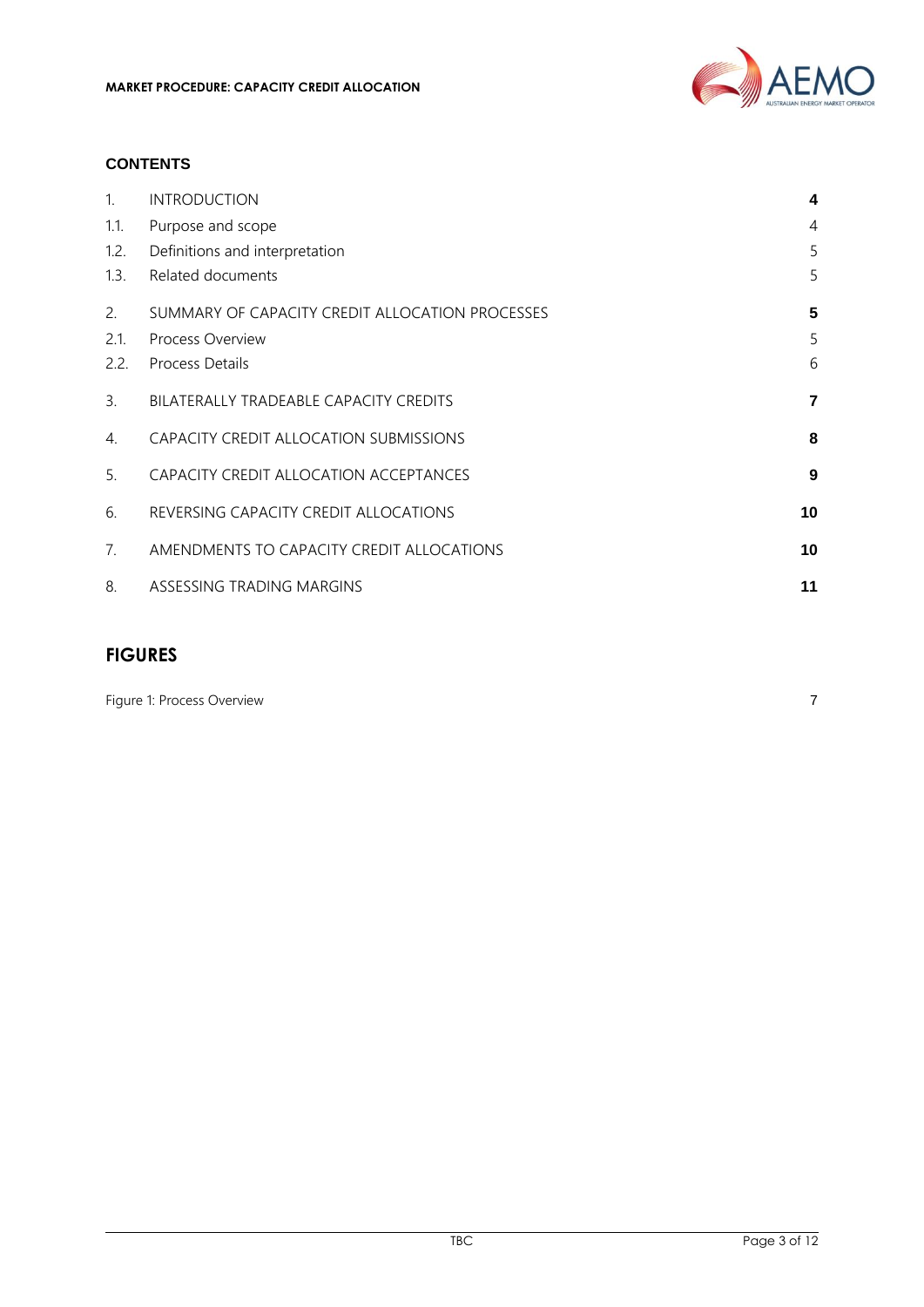## CONTENTS

| | | |
|---|---|---|
| 1. | INTRODUCTION | **4** |
| 1.1. | Purpose and scope | 4 |
| 1.2. | Definitions and interpretation | 5 |
| 1.3. | Related documents | 5 |
| 2. | SUMMARY OF CAPACITY CREDIT ALLOCATION PROCESSES | **5** |
| 2.1. | Process Overview | 5 |
| 2.2. | Process Details | 6 |
| 3. | BILATERALLY TRADEABLE CAPACITY CREDITS | **7** |
| 4. | CAPACITY CREDIT ALLOCATION SUBMISSIONS | **8** |
| 5. | CAPACITY CREDIT ALLOCATION ACCEPTANCES | **9** |
| 6. | REVERSING CAPACITY CREDIT ALLOCATIONS | **10** |
| 7. | AMENDMENTS TO CAPACITY CREDIT ALLOCATIONS | **10** |
| 8. | ASSESSING TRADING MARGINS | **11** |

## FIGURES

| | |
|---|---|
| Figure 1: Process Overview | 7 |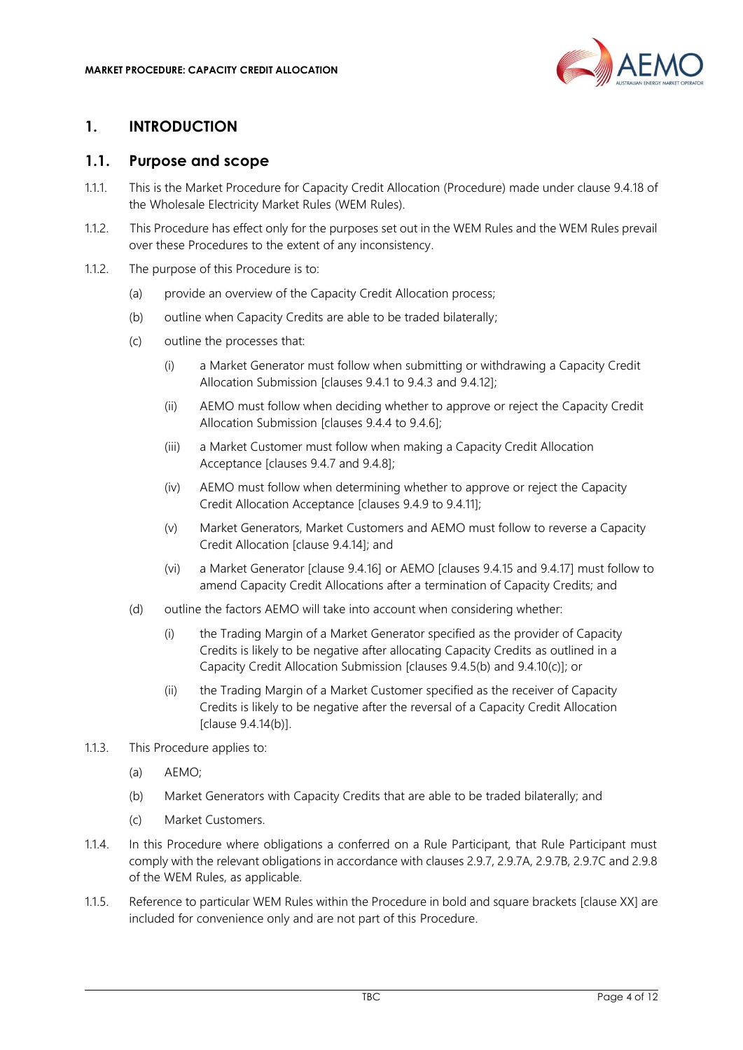# 1. INTRODUCTION

## 1.1. Purpose and scope

1.1.1. This is the Market Procedure for Capacity Credit Allocation (Procedure) made under clause 9.4.18 of the Wholesale Electricity Market Rules (WEM Rules).

1.1.2. This Procedure has effect only for the purposes set out in the WEM Rules and the WEM Rules prevail over these Procedures to the extent of any inconsistency.

1.1.2. The purpose of this Procedure is to:

- (a) provide an overview of the Capacity Credit Allocation process;
- (b) outline when Capacity Credits are able to be traded bilaterally;
- (c) outline the processes that:
  - (i) a Market Generator must follow when submitting or withdrawing a Capacity Credit Allocation Submission [clauses 9.4.1 to 9.4.3 and 9.4.12];
  - (ii) AEMO must follow when deciding whether to approve or reject the Capacity Credit Allocation Submission [clauses 9.4.4 to 9.4.6];
  - (iii) a Market Customer must follow when making a Capacity Credit Allocation Acceptance [clauses 9.4.7 and 9.4.8];
  - (iv) AEMO must follow when determining whether to approve or reject the Capacity Credit Allocation Acceptance [clauses 9.4.9 to 9.4.11];
  - (v) Market Generators, Market Customers and AEMO must follow to reverse a Capacity Credit Allocation [clause 9.4.14]; and
  - (vi) a Market Generator [clause 9.4.16] or AEMO [clauses 9.4.15 and 9.4.17] must follow to amend Capacity Credit Allocations after a termination of Capacity Credits; and
- (d) outline the factors AEMO will take into account when considering whether:
  - (i) the Trading Margin of a Market Generator specified as the provider of Capacity Credits is likely to be negative after allocating Capacity Credits as outlined in a Capacity Credit Allocation Submission [clauses 9.4.5(b) and 9.4.10(c)]; or
  - (ii) the Trading Margin of a Market Customer specified as the receiver of Capacity Credits is likely to be negative after the reversal of a Capacity Credit Allocation [clause 9.4.14(b)].

1.1.3. This Procedure applies to:

- (a) AEMO;
- (b) Market Generators with Capacity Credits that are able to be traded bilaterally; and
- (c) Market Customers.

1.1.4. In this Procedure where obligations a conferred on a Rule Participant, that Rule Participant must comply with the relevant obligations in accordance with clauses 2.9.7, 2.9.7A, 2.9.7B, 2.9.7C and 2.9.8 of the WEM Rules, as applicable.

1.1.5. Reference to particular WEM Rules within the Procedure in bold and square brackets [clause XX] are included for convenience only and are not part of this Procedure.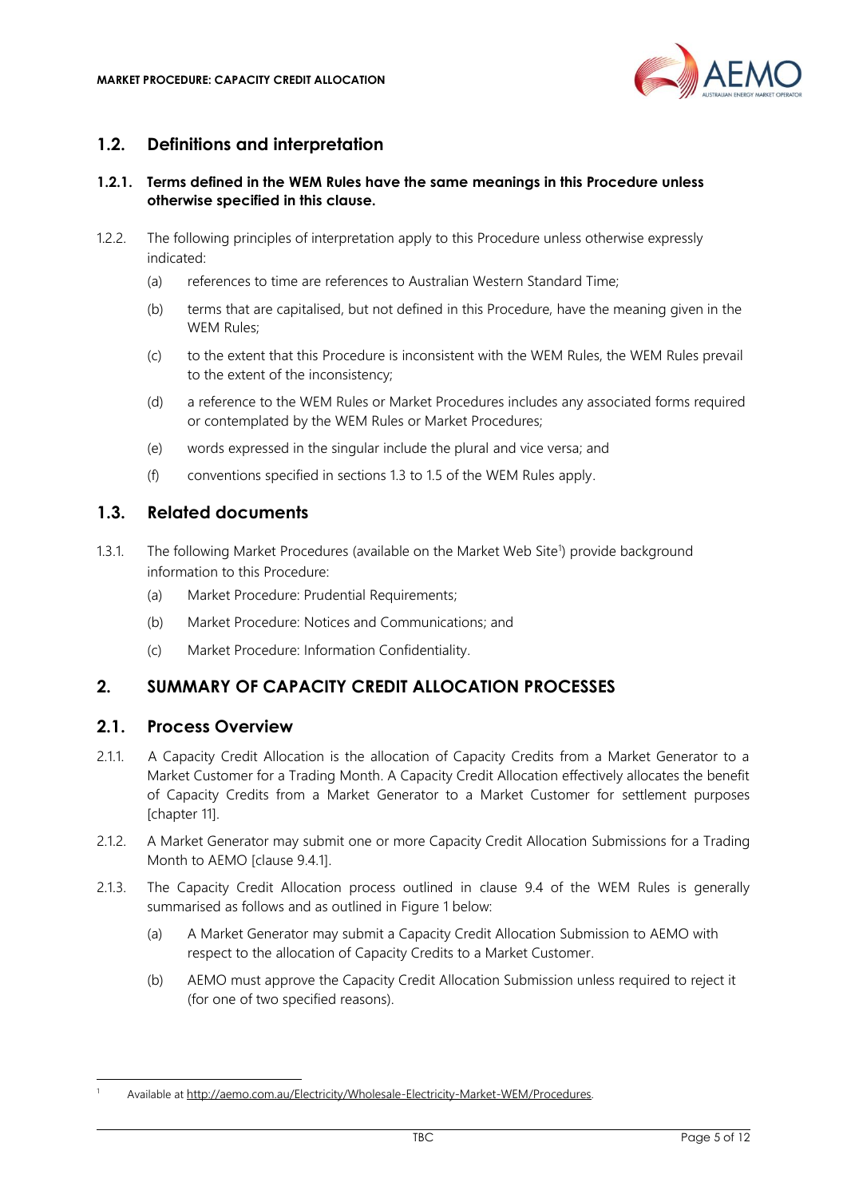## 1.2. Definitions and interpretation

### 1.2.1. Terms defined in the WEM Rules have the same meanings in this Procedure unless otherwise specified in this clause.

1.2.2. The following principles of interpretation apply to this Procedure unless otherwise expressly indicated:

(a) references to time are references to Australian Western Standard Time;

(b) terms that are capitalised, but not defined in this Procedure, have the meaning given in the WEM Rules;

(c) to the extent that this Procedure is inconsistent with the WEM Rules, the WEM Rules prevail to the extent of the inconsistency;

(d) a reference to the WEM Rules or Market Procedures includes any associated forms required or contemplated by the WEM Rules or Market Procedures;

(e) words expressed in the singular include the plural and vice versa; and

(f) conventions specified in sections 1.3 to 1.5 of the WEM Rules apply.

## 1.3. Related documents

1.3.1. The following Market Procedures (available on the Market Web Site[1]) provide background information to this Procedure:

(a) Market Procedure: Prudential Requirements;

(b) Market Procedure: Notices and Communications; and

(c) Market Procedure: Information Confidentiality.

# 2. SUMMARY OF CAPACITY CREDIT ALLOCATION PROCESSES

## 2.1. Process Overview

2.1.1. A Capacity Credit Allocation is the allocation of Capacity Credits from a Market Generator to a Market Customer for a Trading Month. A Capacity Credit Allocation effectively allocates the benefit of Capacity Credits from a Market Generator to a Market Customer for settlement purposes [chapter 11].

2.1.2. A Market Generator may submit one or more Capacity Credit Allocation Submissions for a Trading Month to AEMO [clause 9.4.1].

2.1.3. The Capacity Credit Allocation process outlined in clause 9.4 of the WEM Rules is generally summarised as follows and as outlined in Figure 1 below:

(a) A Market Generator may submit a Capacity Credit Allocation Submission to AEMO with respect to the allocation of Capacity Credits to a Market Customer.

(b) AEMO must approve the Capacity Credit Allocation Submission unless required to reject it (for one of two specified reasons).

---

[1] Available at http://aemo.com.au/Electricity/Wholesale-Electricity-Market-WEM/Procedures.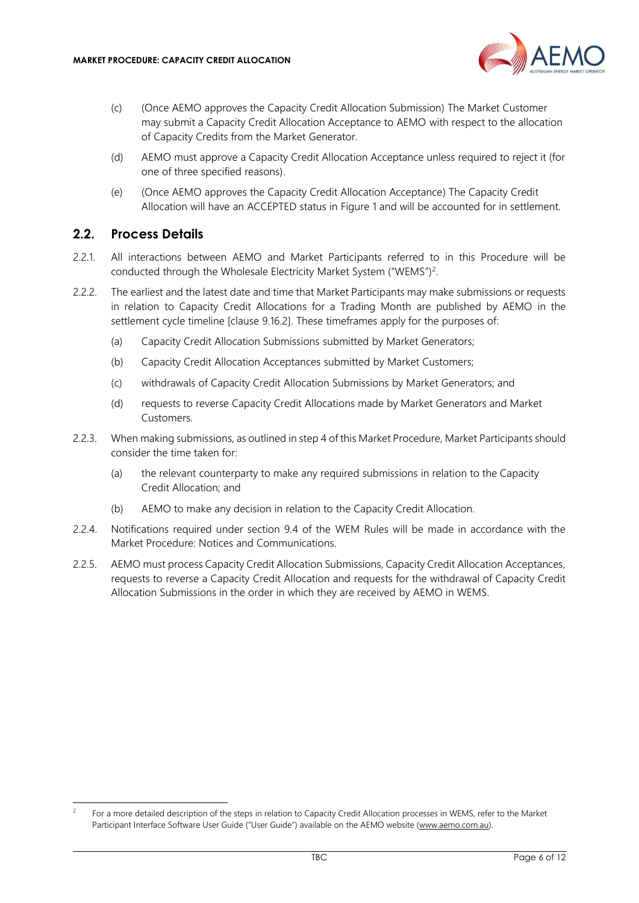(c) (Once AEMO approves the Capacity Credit Allocation Submission) The Market Customer may submit a Capacity Credit Allocation Acceptance to AEMO with respect to the allocation of Capacity Credits from the Market Generator.

(d) AEMO must approve a Capacity Credit Allocation Acceptance unless required to reject it (for one of three specified reasons).

(e) (Once AEMO approves the Capacity Credit Allocation Acceptance) The Capacity Credit Allocation will have an ACCEPTED status in Figure 1 and will be accounted for in settlement.

## 2.2. Process Details

2.2.1. All interactions between AEMO and Market Participants referred to in this Procedure will be conducted through the Wholesale Electricity Market System ("WEMS")[2].

2.2.2. The earliest and the latest date and time that Market Participants may make submissions or requests in relation to Capacity Credit Allocations for a Trading Month are published by AEMO in the settlement cycle timeline [clause 9.16.2]. These timeframes apply for the purposes of:

(a) Capacity Credit Allocation Submissions submitted by Market Generators;

(b) Capacity Credit Allocation Acceptances submitted by Market Customers;

(c) withdrawals of Capacity Credit Allocation Submissions by Market Generators; and

(d) requests to reverse Capacity Credit Allocations made by Market Generators and Market Customers.

2.2.3. When making submissions, as outlined in step 4 of this Market Procedure, Market Participants should consider the time taken for:

(a) the relevant counterparty to make any required submissions in relation to the Capacity Credit Allocation; and

(b) AEMO to make any decision in relation to the Capacity Credit Allocation.

2.2.4. Notifications required under section 9.4 of the WEM Rules will be made in accordance with the Market Procedure: Notices and Communications.

2.2.5. AEMO must process Capacity Credit Allocation Submissions, Capacity Credit Allocation Acceptances, requests to reverse a Capacity Credit Allocation and requests for the withdrawal of Capacity Credit Allocation Submissions in the order in which they are received by AEMO in WEMS.

[2] For a more detailed description of the steps in relation to Capacity Credit Allocation processes in WEMS, refer to the Market Participant Interface Software User Guide ("User Guide") available on the AEMO website (www.aemo.com.au).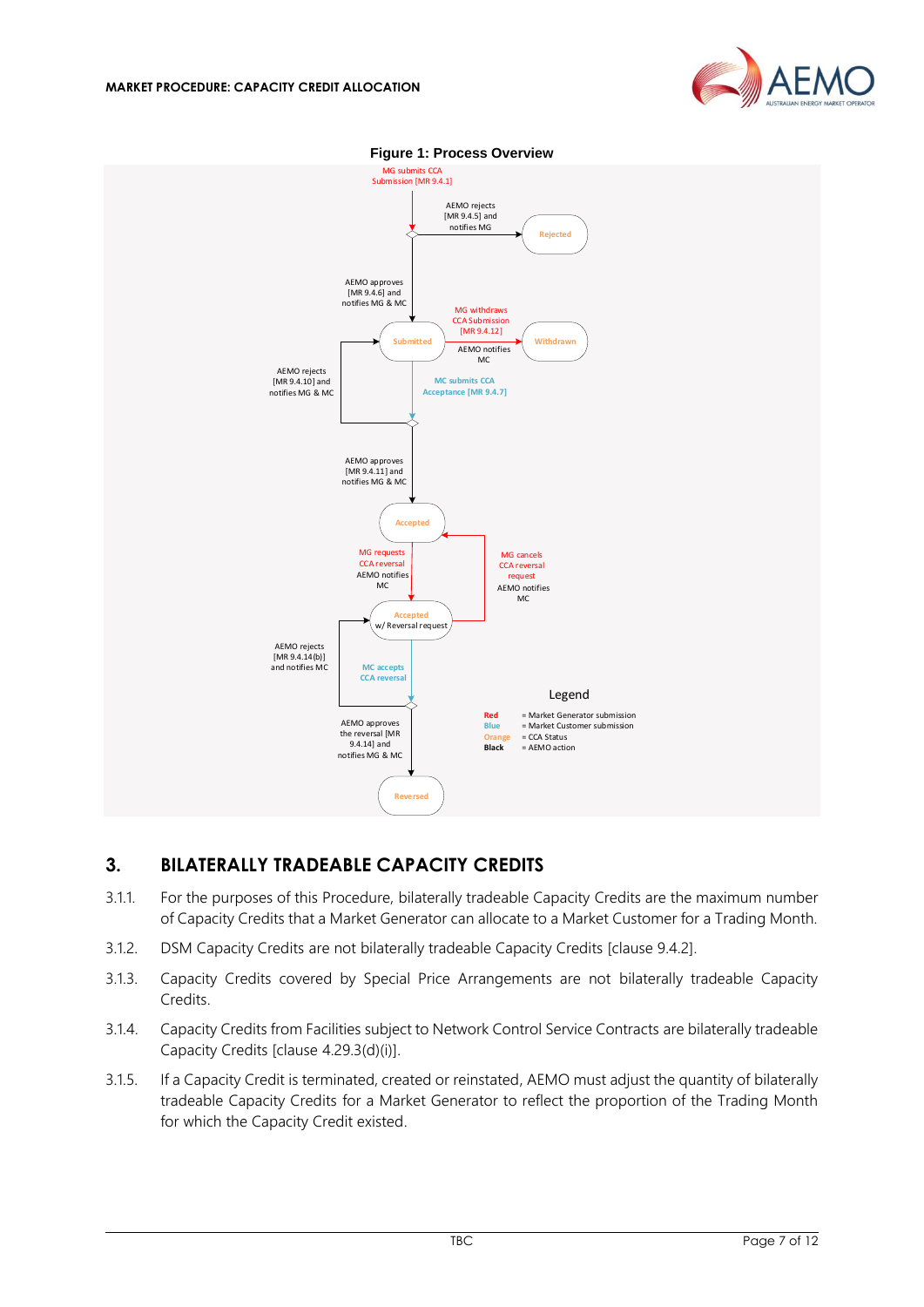**Figure 1: Process Overview**

MG submits CCA Submission [MR 9.4.1]

AEMO rejects [MR 9.4.5] and notifies MG

Rejected

AEMO approves [MR 9.4.6] and notifies MG & MC

Submitted

MG withdraws CCA Submission [MR 9.4.12]

AEMO notifies MC

Withdrawn

AEMO rejects [MR 9.4.10] and notifies MG & MC

MC submits CCA Acceptance [MR 9.4.7]

AEMO approves [MR 9.4.11] and notifies MG & MC

Accepted

MG requests CCA reversal

AEMO notifies MC

MG cancels CCA reversal request

AEMO notifies MC

Accepted w/ Reversal request

AEMO rejects [MR 9.4.14(b)] and notifies MC

MC accepts CCA reversal

AEMO approves the reversal [MR 9.4.14] and notifies MG & MC

Reversed

Legend

Red = Market Generator submission
Blue = Market Customer submission
Orange = CCA Status
Black = AEMO action

## 3. BILATERALLY TRADEABLE CAPACITY CREDITS

3.1.1. For the purposes of this Procedure, bilaterally tradeable Capacity Credits are the maximum number of Capacity Credits that a Market Generator can allocate to a Market Customer for a Trading Month.

3.1.2. DSM Capacity Credits are not bilaterally tradeable Capacity Credits [clause 9.4.2].

3.1.3. Capacity Credits covered by Special Price Arrangements are not bilaterally tradeable Capacity Credits.

3.1.4. Capacity Credits from Facilities subject to Network Control Service Contracts are bilaterally tradeable Capacity Credits [clause 4.29.3(d)(i)].

3.1.5. If a Capacity Credit is terminated, created or reinstated, AEMO must adjust the quantity of bilaterally tradeable Capacity Credits for a Market Generator to reflect the proportion of the Trading Month for which the Capacity Credit existed.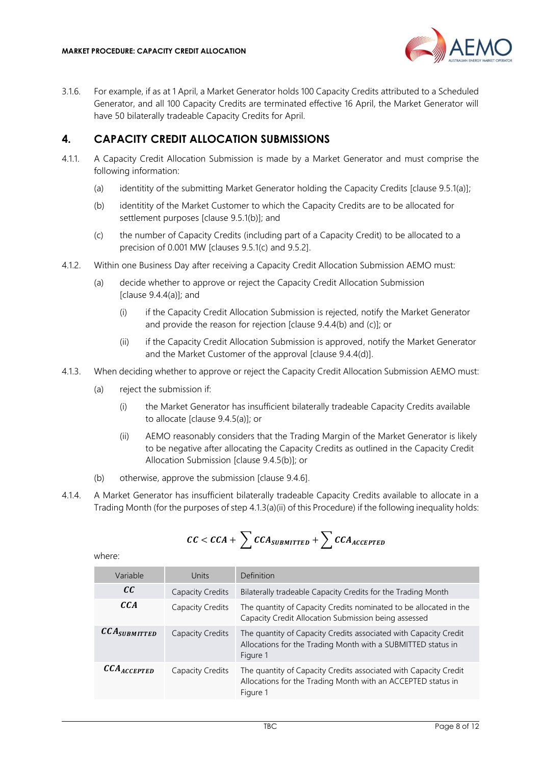3.1.6. For example, if as at 1 April, a Market Generator holds 100 Capacity Credits attributed to a Scheduled Generator, and all 100 Capacity Credits are terminated effective 16 April, the Market Generator will have 50 bilaterally tradeable Capacity Credits for April.

## 4. CAPACITY CREDIT ALLOCATION SUBMISSIONS

4.1.1. A Capacity Credit Allocation Submission is made by a Market Generator and must comprise the following information:

(a) identitity of the submitting Market Generator holding the Capacity Credits [clause 9.5.1(a)];

(b) identitity of the Market Customer to which the Capacity Credits are to be allocated for settlement purposes [clause 9.5.1(b)]; and

(c) the number of Capacity Credits (including part of a Capacity Credit) to be allocated to a precision of 0.001 MW [clauses 9.5.1(c) and 9.5.2].

4.1.2. Within one Business Day after receiving a Capacity Credit Allocation Submission AEMO must:

(a) decide whether to approve or reject the Capacity Credit Allocation Submission [clause 9.4.4(a)]; and

(i) if the Capacity Credit Allocation Submission is rejected, notify the Market Generator and provide the reason for rejection [clause 9.4.4(b) and (c)]; or

(ii) if the Capacity Credit Allocation Submission is approved, notify the Market Generator and the Market Customer of the approval [clause 9.4.4(d)].

4.1.3. When deciding whether to approve or reject the Capacity Credit Allocation Submission AEMO must:

(a) reject the submission if:

(i) the Market Generator has insufficient bilaterally tradeable Capacity Credits available to allocate [clause 9.4.5(a)]; or

(ii) AEMO reasonably considers that the Trading Margin of the Market Generator is likely to be negative after allocating the Capacity Credits as outlined in the Capacity Credit Allocation Submission [clause 9.4.5(b)]; or

(b) otherwise, approve the submission [clause 9.4.6].

4.1.4. A Market Generator has insufficient bilaterally tradeable Capacity Credits available to allocate in a Trading Month (for the purposes of step 4.1.3(a)(ii) of this Procedure) if the following inequality holds:

$$CC < CCA + \sum CCA_{SUBMITTED} + \sum CCA_{ACCEPTED}$$

where:

| Variable | Units | Definition |
|---|---|---|
| $CC$ | Capacity Credits | Bilaterally tradeable Capacity Credits for the Trading Month |
| $CCA$ | Capacity Credits | The quantity of Capacity Credits nominated to be allocated in the Capacity Credit Allocation Submission being assessed |
| $CCA_{SUBMITTED}$ | Capacity Credits | The quantity of Capacity Credits associated with Capacity Credit Allocations for the Trading Month with a SUBMITTED status in Figure 1 |
| $CCA_{ACCEPTED}$ | Capacity Credits | The quantity of Capacity Credits associated with Capacity Credit Allocations for the Trading Month with an ACCEPTED status in Figure 1 |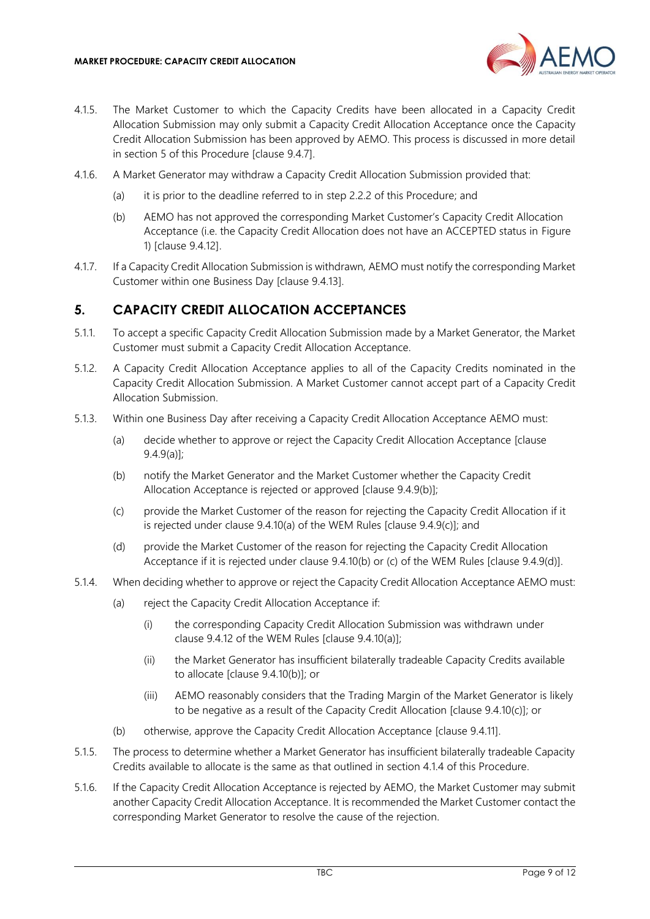4.1.5. The Market Customer to which the Capacity Credits have been allocated in a Capacity Credit Allocation Submission may only submit a Capacity Credit Allocation Acceptance once the Capacity Credit Allocation Submission has been approved by AEMO. This process is discussed in more detail in section 5 of this Procedure [clause 9.4.7].

4.1.6. A Market Generator may withdraw a Capacity Credit Allocation Submission provided that:

(a) it is prior to the deadline referred to in step 2.2.2 of this Procedure; and

(b) AEMO has not approved the corresponding Market Customer's Capacity Credit Allocation Acceptance (i.e. the Capacity Credit Allocation does not have an ACCEPTED status in Figure 1) [clause 9.4.12].

4.1.7. If a Capacity Credit Allocation Submission is withdrawn, AEMO must notify the corresponding Market Customer within one Business Day [clause 9.4.13].

## 5. CAPACITY CREDIT ALLOCATION ACCEPTANCES

5.1.1. To accept a specific Capacity Credit Allocation Submission made by a Market Generator, the Market Customer must submit a Capacity Credit Allocation Acceptance.

5.1.2. A Capacity Credit Allocation Acceptance applies to all of the Capacity Credits nominated in the Capacity Credit Allocation Submission. A Market Customer cannot accept part of a Capacity Credit Allocation Submission.

5.1.3. Within one Business Day after receiving a Capacity Credit Allocation Acceptance AEMO must:

(a) decide whether to approve or reject the Capacity Credit Allocation Acceptance [clause 9.4.9(a)];

(b) notify the Market Generator and the Market Customer whether the Capacity Credit Allocation Acceptance is rejected or approved [clause 9.4.9(b)];

(c) provide the Market Customer of the reason for rejecting the Capacity Credit Allocation if it is rejected under clause 9.4.10(a) of the WEM Rules [clause 9.4.9(c)]; and

(d) provide the Market Customer of the reason for rejecting the Capacity Credit Allocation Acceptance if it is rejected under clause 9.4.10(b) or (c) of the WEM Rules [clause 9.4.9(d)].

5.1.4. When deciding whether to approve or reject the Capacity Credit Allocation Acceptance AEMO must:

(a) reject the Capacity Credit Allocation Acceptance if:

(i) the corresponding Capacity Credit Allocation Submission was withdrawn under clause 9.4.12 of the WEM Rules [clause 9.4.10(a)];

(ii) the Market Generator has insufficient bilaterally tradeable Capacity Credits available to allocate [clause 9.4.10(b)]; or

(iii) AEMO reasonably considers that the Trading Margin of the Market Generator is likely to be negative as a result of the Capacity Credit Allocation [clause 9.4.10(c)]; or

(b) otherwise, approve the Capacity Credit Allocation Acceptance [clause 9.4.11].

5.1.5. The process to determine whether a Market Generator has insufficient bilaterally tradeable Capacity Credits available to allocate is the same as that outlined in section 4.1.4 of this Procedure.

5.1.6. If the Capacity Credit Allocation Acceptance is rejected by AEMO, the Market Customer may submit another Capacity Credit Allocation Acceptance. It is recommended the Market Customer contact the corresponding Market Generator to resolve the cause of the rejection.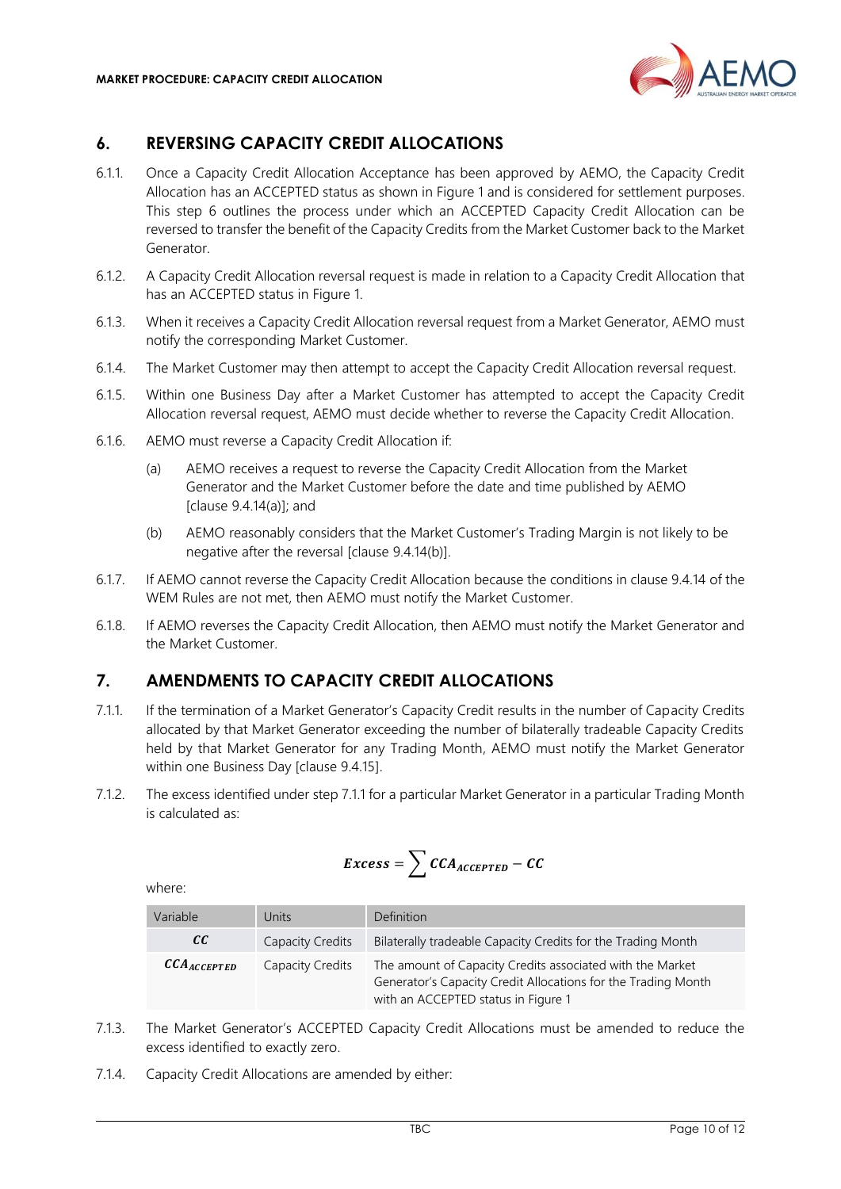## 6. REVERSING CAPACITY CREDIT ALLOCATIONS

6.1.1. Once a Capacity Credit Allocation Acceptance has been approved by AEMO, the Capacity Credit Allocation has an ACCEPTED status as shown in Figure 1 and is considered for settlement purposes. This step 6 outlines the process under which an ACCEPTED Capacity Credit Allocation can be reversed to transfer the benefit of the Capacity Credits from the Market Customer back to the Market Generator.

6.1.2. A Capacity Credit Allocation reversal request is made in relation to a Capacity Credit Allocation that has an ACCEPTED status in Figure 1.

6.1.3. When it receives a Capacity Credit Allocation reversal request from a Market Generator, AEMO must notify the corresponding Market Customer.

6.1.4. The Market Customer may then attempt to accept the Capacity Credit Allocation reversal request.

6.1.5. Within one Business Day after a Market Customer has attempted to accept the Capacity Credit Allocation reversal request, AEMO must decide whether to reverse the Capacity Credit Allocation.

6.1.6. AEMO must reverse a Capacity Credit Allocation if:

(a) AEMO receives a request to reverse the Capacity Credit Allocation from the Market Generator and the Market Customer before the date and time published by AEMO [clause 9.4.14(a)]; and

(b) AEMO reasonably considers that the Market Customer's Trading Margin is not likely to be negative after the reversal [clause 9.4.14(b)].

6.1.7. If AEMO cannot reverse the Capacity Credit Allocation because the conditions in clause 9.4.14 of the WEM Rules are not met, then AEMO must notify the Market Customer.

6.1.8. If AEMO reverses the Capacity Credit Allocation, then AEMO must notify the Market Generator and the Market Customer.

## 7. AMENDMENTS TO CAPACITY CREDIT ALLOCATIONS

7.1.1. If the termination of a Market Generator's Capacity Credit results in the number of Capacity Credits allocated by that Market Generator exceeding the number of bilaterally tradeable Capacity Credits held by that Market Generator for any Trading Month, AEMO must notify the Market Generator within one Business Day [clause 9.4.15].

7.1.2. The excess identified under step 7.1.1 for a particular Market Generator in a particular Trading Month is calculated as:

$$\boldsymbol{Excess} = \sum \boldsymbol{CCA_{ACCEPTED}} - \boldsymbol{CC}$$

where:

| Variable | Units | Definition |
|---|---|---|
| $\boldsymbol{CC}$ | Capacity Credits | Bilaterally tradeable Capacity Credits for the Trading Month |
| $\boldsymbol{CCA_{ACCEPTED}}$ | Capacity Credits | The amount of Capacity Credits associated with the Market Generator's Capacity Credit Allocations for the Trading Month with an ACCEPTED status in Figure 1 |

7.1.3. The Market Generator's ACCEPTED Capacity Credit Allocations must be amended to reduce the excess identified to exactly zero.

7.1.4. Capacity Credit Allocations are amended by either: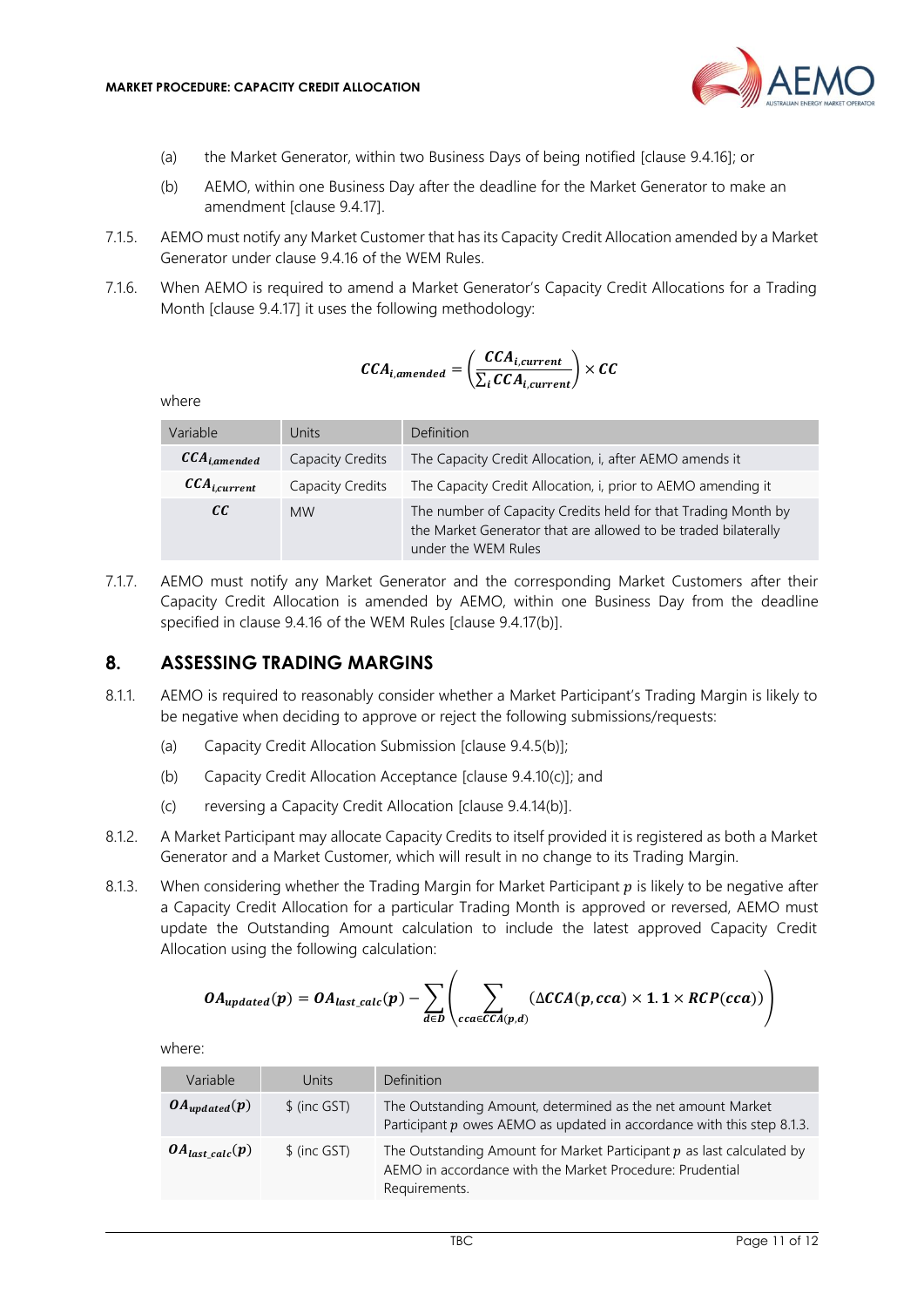(a) the Market Generator, within two Business Days of being notified [clause 9.4.16]; or

(b) AEMO, within one Business Day after the deadline for the Market Generator to make an amendment [clause 9.4.17].

7.1.5. AEMO must notify any Market Customer that has its Capacity Credit Allocation amended by a Market Generator under clause 9.4.16 of the WEM Rules.

7.1.6. When AEMO is required to amend a Market Generator's Capacity Credit Allocations for a Trading Month [clause 9.4.17] it uses the following methodology:

$$CCA_{i,amended} = \left(\frac{CCA_{i,current}}{\sum_i CCA_{i,current}}\right) \times CC$$

where

| Variable | Units | Definition |
|---|---|---|
| $CCA_{i,amended}$ | Capacity Credits | The Capacity Credit Allocation, i, after AEMO amends it |
| $CCA_{i,current}$ | Capacity Credits | The Capacity Credit Allocation, i, prior to AEMO amending it |
| $CC$ | MW | The number of Capacity Credits held for that Trading Month by the Market Generator that are allowed to be traded bilaterally under the WEM Rules |

7.1.7. AEMO must notify any Market Generator and the corresponding Market Customers after their Capacity Credit Allocation is amended by AEMO, within one Business Day from the deadline specified in clause 9.4.16 of the WEM Rules [clause 9.4.17(b)].

## 8. ASSESSING TRADING MARGINS

8.1.1. AEMO is required to reasonably consider whether a Market Participant's Trading Margin is likely to be negative when deciding to approve or reject the following submissions/requests:

(a) Capacity Credit Allocation Submission [clause 9.4.5(b)];

(b) Capacity Credit Allocation Acceptance [clause 9.4.10(c)]; and

(c) reversing a Capacity Credit Allocation [clause 9.4.14(b)].

8.1.2. A Market Participant may allocate Capacity Credits to itself provided it is registered as both a Market Generator and a Market Customer, which will result in no change to its Trading Margin.

8.1.3. When considering whether the Trading Margin for Market Participant $p$ is likely to be negative after a Capacity Credit Allocation for a particular Trading Month is approved or reversed, AEMO must update the Outstanding Amount calculation to include the latest approved Capacity Credit Allocation using the following calculation:

$$OA_{updated}(p) = OA_{last\_calc}(p) - \sum_{d \in D}\left(\sum_{cca \in CCA(p,d)} (\Delta CCA(p,cca) \times 1.1 \times RCP(cca))\right)$$

where:

| Variable | Units | Definition |
|---|---|---|
| $OA_{updated}(p)$ | $ (inc GST) | The Outstanding Amount, determined as the net amount Market Participant $p$ owes AEMO as updated in accordance with this step 8.1.3. |
| $OA_{last\_calc}(p)$ | $ (inc GST) | The Outstanding Amount for Market Participant $p$ as last calculated by AEMO in accordance with the Market Procedure: Prudential Requirements. |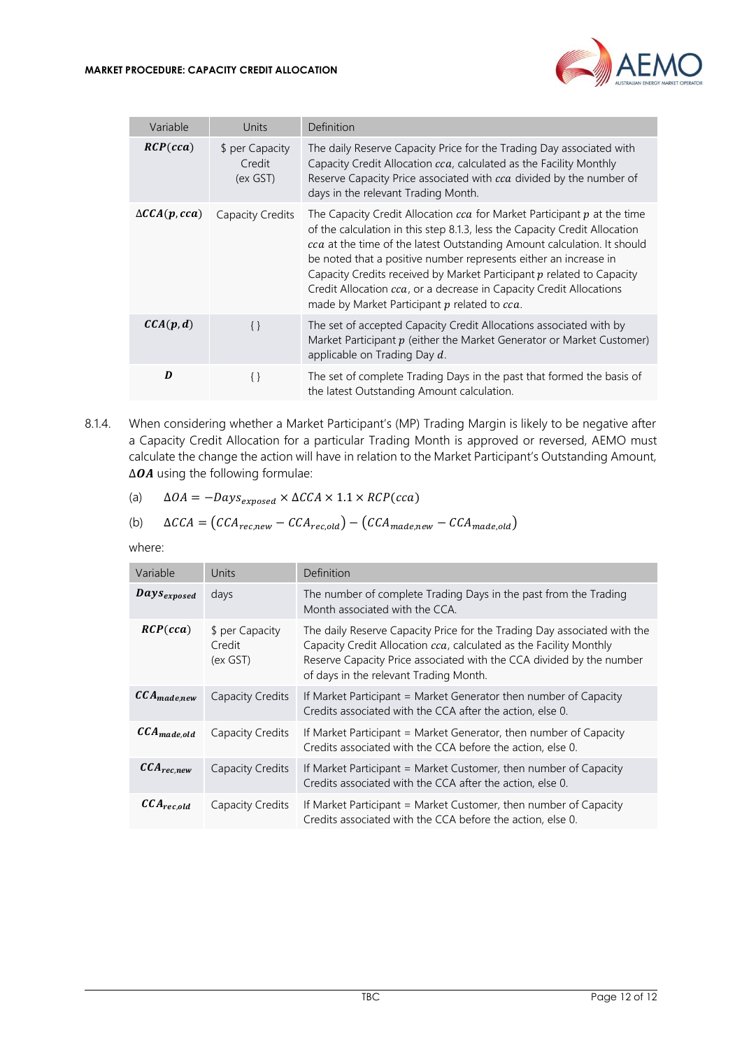| Variable | Units | Definition |
|---|---|---|
| $\boldsymbol{RCP(cca)}$ | $ per Capacity Credit (ex GST) | The daily Reserve Capacity Price for the Trading Day associated with Capacity Credit Allocation $cca$, calculated as the Facility Monthly Reserve Capacity Price associated with $cca$ divided by the number of days in the relevant Trading Month. |
| $\boldsymbol{\Delta CCA(p, cca)}$ | Capacity Credits | The Capacity Credit Allocation $cca$ for Market Participant $p$ at the time of the calculation in this step 8.1.3, less the Capacity Credit Allocation $cca$ at the time of the latest Outstanding Amount calculation. It should be noted that a positive number represents either an increase in Capacity Credits received by Market Participant $p$ related to Capacity Credit Allocation $cca$, or a decrease in Capacity Credit Allocations made by Market Participant $p$ related to $cca$. |
| $\boldsymbol{CCA(p, d)}$ | { } | The set of accepted Capacity Credit Allocations associated with by Market Participant $p$ (either the Market Generator or Market Customer) applicable on Trading Day $d$. |
| $\boldsymbol{D}$ | { } | The set of complete Trading Days in the past that formed the basis of the latest Outstanding Amount calculation. |

8.1.4. When considering whether a Market Participant's (MP) Trading Margin is likely to be negative after a Capacity Credit Allocation for a particular Trading Month is approved or reversed, AEMO must calculate the change the action will have in relation to the Market Participant's Outstanding Amount, $\boldsymbol{\Delta OA}$ using the following formulae:

(a) $\Delta OA = -Days_{exposed} \times \Delta CCA \times 1.1 \times RCP(cca)$

(b) $\Delta CCA = \left(CCA_{rec,new} - CCA_{rec,old}\right) - \left(CCA_{made,new} - CCA_{made,old}\right)$

where:

| Variable | Units | Definition |
|---|---|---|
| $\boldsymbol{Days_{exposed}}$ | days | The number of complete Trading Days in the past from the Trading Month associated with the CCA. |
| $\boldsymbol{RCP(cca)}$ | $ per Capacity Credit (ex GST) | The daily Reserve Capacity Price for the Trading Day associated with the Capacity Credit Allocation $cca$, calculated as the Facility Monthly Reserve Capacity Price associated with the CCA divided by the number of days in the relevant Trading Month. |
| $\boldsymbol{CCA_{made,new}}$ | Capacity Credits | If Market Participant = Market Generator then number of Capacity Credits associated with the CCA after the action, else 0. |
| $\boldsymbol{CCA_{made,old}}$ | Capacity Credits | If Market Participant = Market Generator, then number of Capacity Credits associated with the CCA before the action, else 0. |
| $\boldsymbol{CCA_{rec,new}}$ | Capacity Credits | If Market Participant = Market Customer, then number of Capacity Credits associated with the CCA after the action, else 0. |
| $\boldsymbol{CCA_{rec,old}}$ | Capacity Credits | If Market Participant = Market Customer, then number of Capacity Credits associated with the CCA before the action, else 0. |